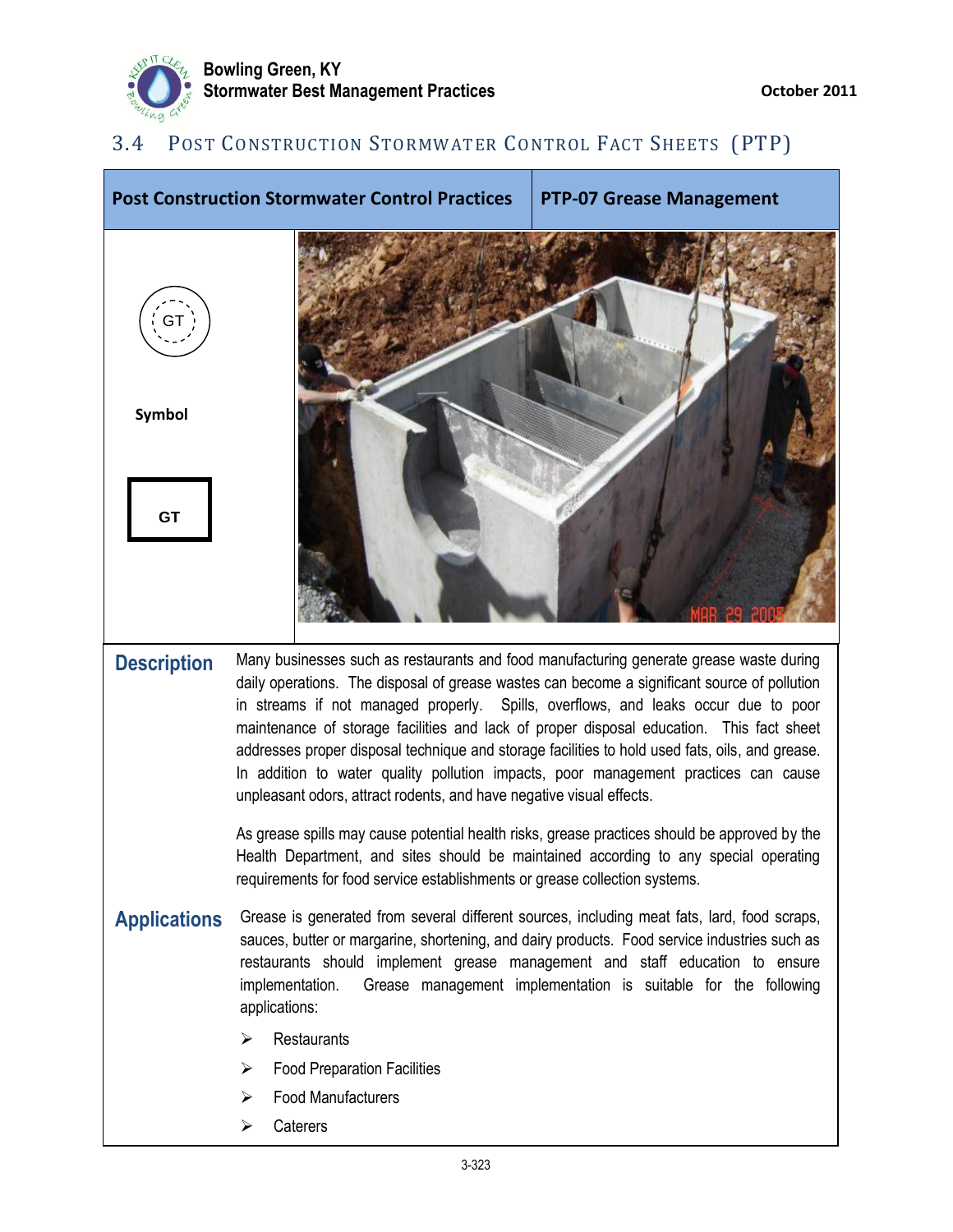## 3.4 Post Construction Stormwater Control Fact Sheets (PTP)

| Post Construction Stormwater Control Practices | PTP-07 Grease Management |
| --- | --- |

GT

**Symbol**

GT

### Description

Many businesses such as restaurants and food manufacturing generate grease waste during daily operations. The disposal of grease wastes can become a significant source of pollution in streams if not managed properly. Spills, overflows, and leaks occur due to poor maintenance of storage facilities and lack of proper disposal education. This fact sheet addresses proper disposal technique and storage facilities to hold used fats, oils, and grease. In addition to water quality pollution impacts, poor management practices can cause unpleasant odors, attract rodents, and have negative visual effects.

As grease spills may cause potential health risks, grease practices should be approved by the Health Department, and sites should be maintained according to any special operating requirements for food service establishments or grease collection systems.

### Applications

Grease is generated from several different sources, including meat fats, lard, food scraps, sauces, butter or margarine, shortening, and dairy products. Food service industries such as restaurants should implement grease management and staff education to ensure implementation. Grease management implementation is suitable for the following applications:

- Restaurants
- Food Preparation Facilities
- Food Manufacturers
- Caterers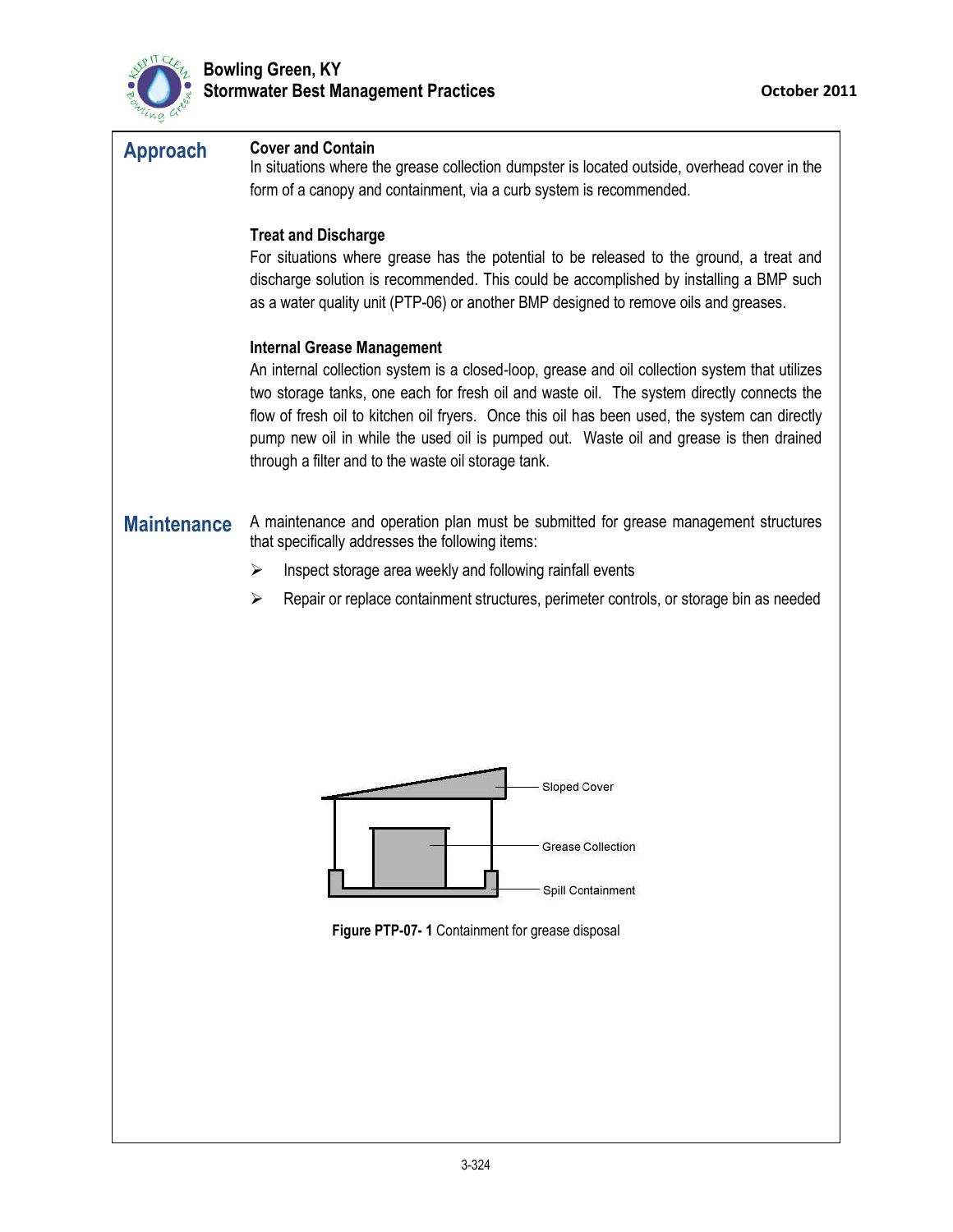## Approach

### Cover and Contain

In situations where the grease collection dumpster is located outside, overhead cover in the form of a canopy and containment, via a curb system is recommended.

### Treat and Discharge

For situations where grease has the potential to be released to the ground, a treat and discharge solution is recommended. This could be accomplished by installing a BMP such as a water quality unit (PTP-06) or another BMP designed to remove oils and greases.

### Internal Grease Management

An internal collection system is a closed-loop, grease and oil collection system that utilizes two storage tanks, one each for fresh oil and waste oil. The system directly connects the flow of fresh oil to kitchen oil fryers. Once this oil has been used, the system can directly pump new oil in while the used oil is pumped out. Waste oil and grease is then drained through a filter and to the waste oil storage tank.

## Maintenance

A maintenance and operation plan must be submitted for grease management structures that specifically addresses the following items:

- Inspect storage area weekly and following rainfall events
- Repair or replace containment structures, perimeter controls, or storage bin as needed

Sloped Cover

Grease Collection

Spill Containment

**Figure PTP-07- 1** Containment for grease disposal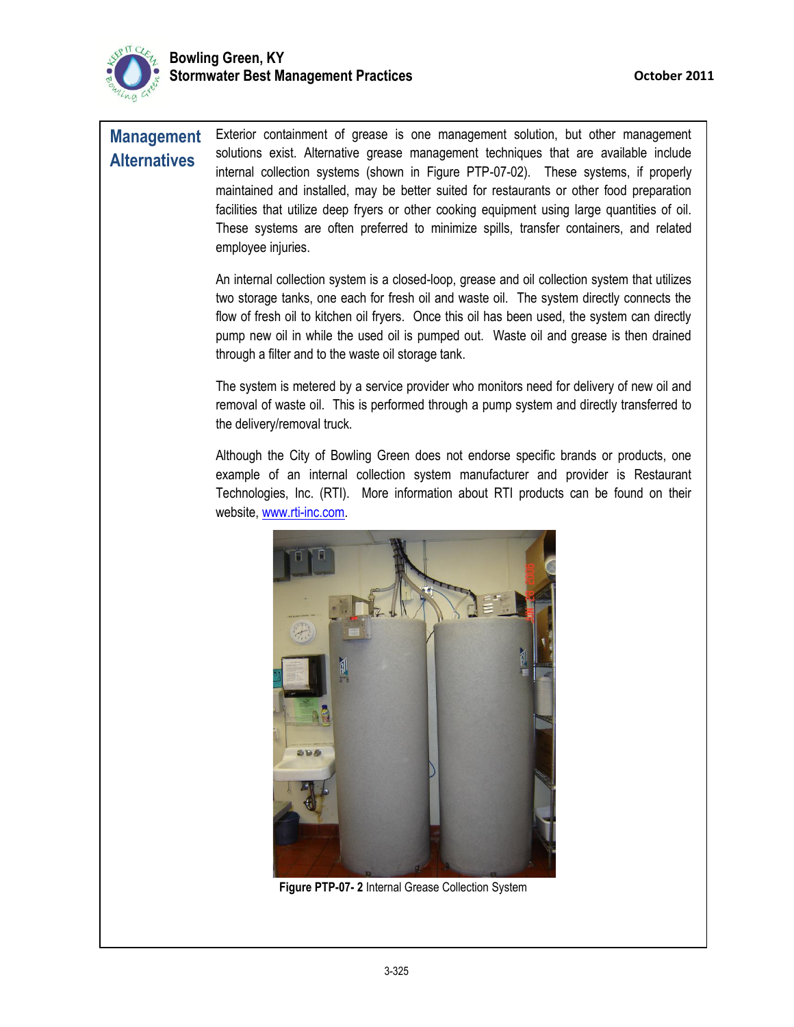## Management Alternatives

Exterior containment of grease is one management solution, but other management solutions exist. Alternative grease management techniques that are available include internal collection systems (shown in Figure PTP-07-02). These systems, if properly maintained and installed, may be better suited for restaurants or other food preparation facilities that utilize deep fryers or other cooking equipment using large quantities of oil. These systems are often preferred to minimize spills, transfer containers, and related employee injuries.

An internal collection system is a closed-loop, grease and oil collection system that utilizes two storage tanks, one each for fresh oil and waste oil. The system directly connects the flow of fresh oil to kitchen oil fryers. Once this oil has been used, the system can directly pump new oil in while the used oil is pumped out. Waste oil and grease is then drained through a filter and to the waste oil storage tank.

The system is metered by a service provider who monitors need for delivery of new oil and removal of waste oil. This is performed through a pump system and directly transferred to the delivery/removal truck.

Although the City of Bowling Green does not endorse specific brands or products, one example of an internal collection system manufacturer and provider is Restaurant Technologies, Inc. (RTI). More information about RTI products can be found on their website, www.rti-inc.com.

**Figure PTP-07- 2** Internal Grease Collection System